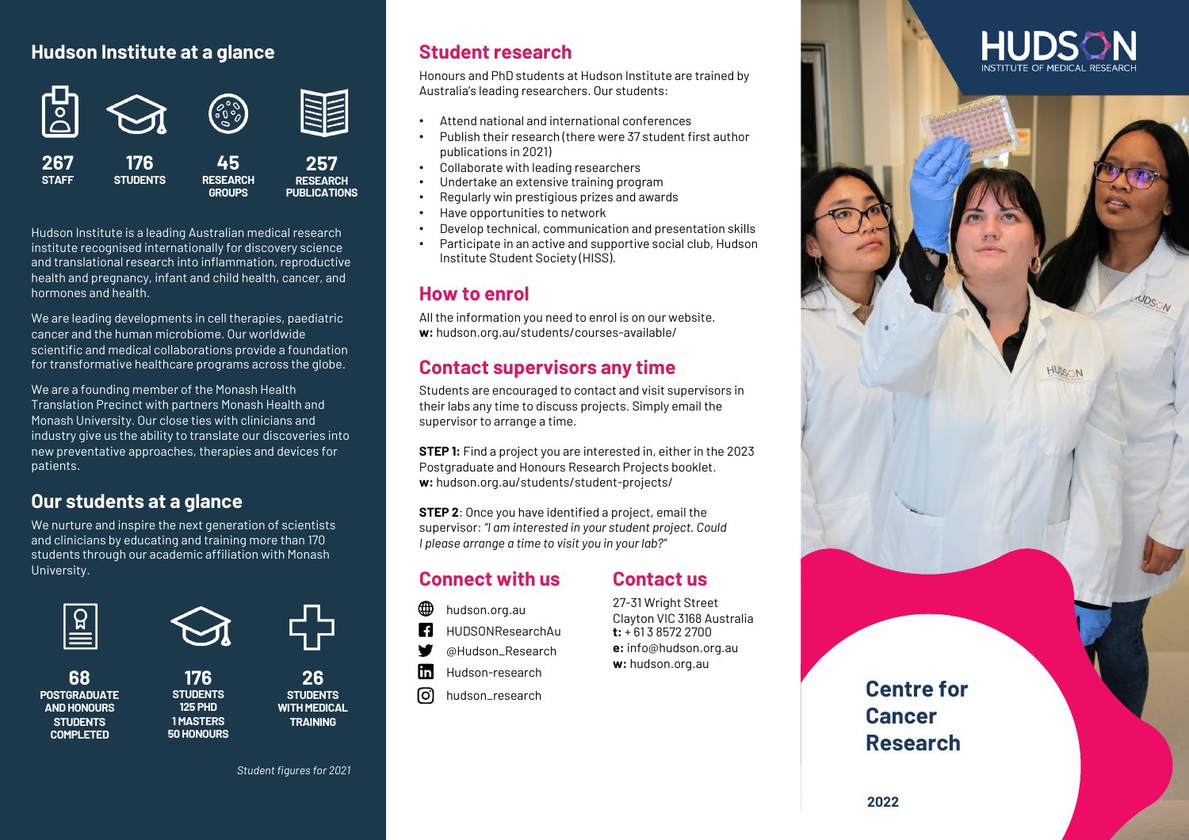## Hudson Institute at a glance

**267** STAFF

**176** STUDENTS

**45** RESEARCH GROUPS

**257** RESEARCH PUBLICATIONS

Hudson Institute is a leading Australian medical research institute recognised internationally for discovery science and translational research into inflammation, reproductive health and pregnancy, infant and child health, cancer, and hormones and health.

We are leading developments in cell therapies, paediatric cancer and the human microbiome. Our worldwide scientific and medical collaborations provide a foundation for transformative healthcare programs across the globe.

We are a founding member of the Monash Health Translation Precinct with partners Monash Health and Monash University. Our close ties with clinicians and industry give us the ability to translate our discoveries into new preventative approaches, therapies and devices for patients.

## Our students at a glance

We nurture and inspire the next generation of scientists and clinicians by educating and training more than 170 students through our academic affiliation with Monash University.

**68** POSTGRADUATE AND HONOURS STUDENTS COMPLETED

**176** STUDENTS
125 PHD
1 MASTERS
50 HONOURS

**26** STUDENTS WITH MEDICAL TRAINING

*Student figures for 2021*

## Student research

Honours and PhD students at Hudson Institute are trained by Australia's leading researchers. Our students:

- Attend national and international conferences
- Publish their research (there were 37 student first author publications in 2021)
- Collaborate with leading researchers
- Undertake an extensive training program
- Regularly win prestigious prizes and awards
- Have opportunities to network
- Develop technical, communication and presentation skills
- Participate in an active and supportive social club, Hudson Institute Student Society (HISS).

## How to enrol

All the information you need to enrol is on our website.
**w:** hudson.org.au/students/courses-available/

## Contact supervisors any time

Students are encouraged to contact and visit supervisors in their labs any time to discuss projects. Simply email the supervisor to arrange a time.

**STEP 1:** Find a project you are interested in, either in the 2023 Postgraduate and Honours Research Projects booklet.
**w:** hudson.org.au/students/student-projects/

**STEP 2**: Once you have identified a project, email the supervisor: *"I am interested in your student project. Could I please arrange a time to visit you in your lab?"*

## Connect with us

hudson.org.au
HUDSONResearchAu
@Hudson_Research
Hudson-research
hudson_research

## Contact us

27-31 Wright Street
Clayton VIC 3168 Australia
**t:** + 61 3 8572 2700
**e:** info@hudson.org.au
**w:** hudson.org.au

HUDSON INSTITUTE OF MEDICAL RESEARCH

# Centre for Cancer Research

**2022**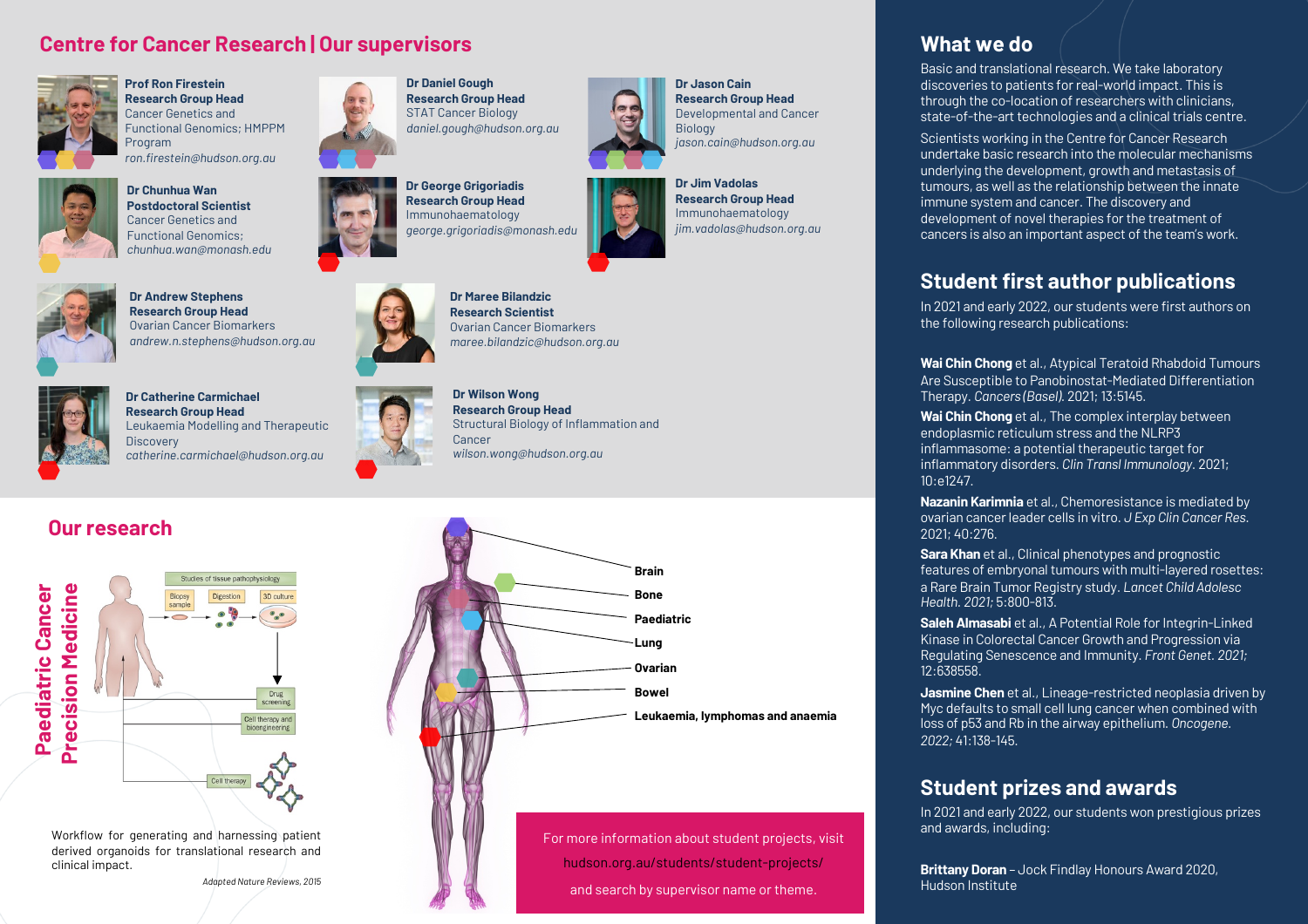## Centre for Cancer Research | Our supervisors

**Prof Ron Firestein**
**Research Group Head**
Cancer Genetics and Functional Genomics; HMPPM Program
*ron.firestein@hudson.org.au*

**Dr Daniel Gough**
**Research Group Head**
STAT Cancer Biology
*daniel.gough@hudson.org.au*

**Dr Jason Cain**
**Research Group Head**
Developmental and Cancer Biology
*jason.cain@hudson.org.au*

**Dr Chunhua Wan**
**Postdoctoral Scientist**
Cancer Genetics and Functional Genomics;
*chunhua.wan@monash.edu*

**Dr George Grigoriadis**
**Research Group Head**
Immunohaematology
*george.grigoriadis@monash.edu*

**Dr Jim Vadolas**
**Research Group Head**
Immunohaematology
*jim.vadolas@hudson.org.au*

**Dr Andrew Stephens**
**Research Group Head**
Ovarian Cancer Biomarkers
*andrew.n.stephens@hudson.org.au*

**Dr Maree Bilandzic**
**Research Scientist**
Ovarian Cancer Biomarkers
*maree.bilandzic@hudson.org.au*

**Dr Catherine Carmichael**
**Research Group Head**
Leukaemia Modelling and Therapeutic Discovery
*catherine.carmichael@hudson.org.au*

**Dr Wilson Wong**
**Research Group Head**
Structural Biology of Inflammation and Cancer
*wilson.wong@hudson.org.au*

## Our research

**Paediatric Cancer Precision Medicine**

Studies of tissue pathophysiology
Biopsy sample
Digestion
3D culture
Drug screening
Cell therapy and bioengineering
Cell therapy

Workflow for generating and harnessing patient derived organoids for translational research and clinical impact.

*Adapted Nature Reviews, 2015*

Brain
Bone
Paediatric
Lung
Ovarian
Bowel
Leukaemia, lymphomas and anaemia

For more information about student projects, visit hudson.org.au/students/student-projects/ and search by supervisor name or theme.

## What we do

Basic and translational research. We take laboratory discoveries to patients for real-world impact. This is through the co-location of researchers with clinicians, state-of-the-art technologies and a clinical trials centre.

Scientists working in the Centre for Cancer Research undertake basic research into the molecular mechanisms underlying the development, growth and metastasis of tumours, as well as the relationship between the innate immune system and cancer. The discovery and development of novel therapies for the treatment of cancers is also an important aspect of the team's work.

## Student first author publications

In 2021 and early 2022, our students were first authors on the following research publications:

**Wai Chin Chong** et al., Atypical Teratoid Rhabdoid Tumours Are Susceptible to Panobinostat-Mediated Differentiation Therapy. *Cancers (Basel).* 2021; 13:5145.

**Wai Chin Chong** et al., The complex interplay between endoplasmic reticulum stress and the NLRP3 inflammasome: a potential therapeutic target for inflammatory disorders. *Clin Transl Immunology.* 2021; 10:e1247.

**Nazanin Karimnia** et al., Chemoresistance is mediated by ovarian cancer leader cells in vitro. *J Exp Clin Cancer Res.* 2021; 40:276.

**Sara Khan** et al., Clinical phenotypes and prognostic features of embryonal tumours with multi-layered rosettes: a Rare Brain Tumor Registry study. *Lancet Child Adolesc Health. 2021;* 5:800-813.

**Saleh Almasabi** et al., A Potential Role for Integrin-Linked Kinase in Colorectal Cancer Growth and Progression via Regulating Senescence and Immunity. *Front Genet. 2021;* 12:638558.

**Jasmine Chen** et al., Lineage-restricted neoplasia driven by Myc defaults to small cell lung cancer when combined with loss of p53 and Rb in the airway epithelium. *Oncogene. 2022;* 41:138-145.

## Student prizes and awards

In 2021 and early 2022, our students won prestigious prizes and awards, including:

**Brittany Doran** – Jock Findlay Honours Award 2020, Hudson Institute